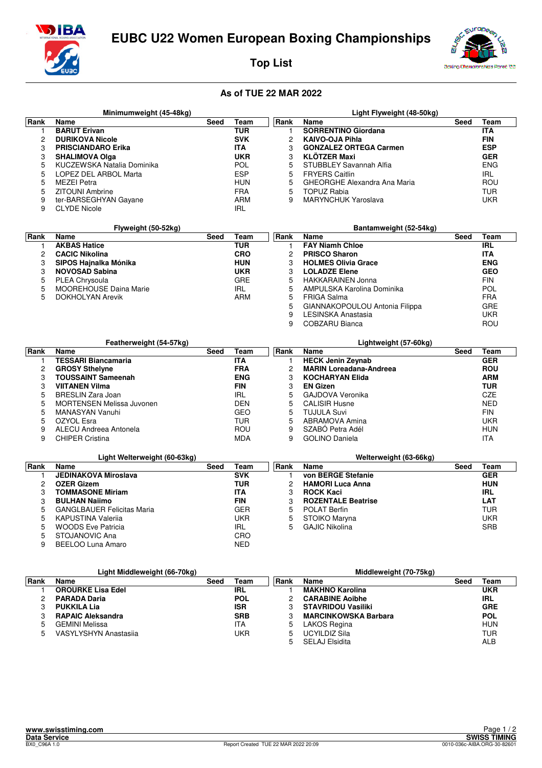# EUBC U22 Women European Boxing Championships

## Top List

### As of TUE 22 MAR 2022

#### Minimumweight (45-48kg)

| Rank | Name | Seed | Team |
|---|---|---|---|
| 1 | **BARUT Erivan** | | **TUR** |
| 2 | **DURIKOVA Nicole** | | **SVK** |
| 3 | **PRISCIANDARO Erika** | | **ITA** |
| 3 | **SHALIMOVA Olga** | | **UKR** |
| 5 | KUCZEWSKA Natalia Dominika | | POL |
| 5 | LOPEZ DEL ARBOL Marta | | ESP |
| 5 | MEZEI Petra | | HUN |
| 5 | ZITOUNI Ambrine | | FRA |
| 9 | ter-BARSEGHYAN Gayane | | ARM |
| 9 | CLYDE Nicole | | IRL |

#### Light Flyweight (48-50kg)

| Rank | Name | Seed | Team |
|---|---|---|---|
| 1 | **SORRENTINO Giordana** | | **ITA** |
| 2 | **KAIVO-OJA Pihla** | | **FIN** |
| 3 | **GONZALEZ ORTEGA Carmen** | | **ESP** |
| 3 | **KLÖTZER Maxi** | | **GER** |
| 5 | STUBBLEY Savannah Alfia | | ENG |
| 5 | FRYERS Caitlin | | IRL |
| 5 | GHEORGHE Alexandra Ana Maria | | ROU |
| 5 | TOPUZ Rabia | | TUR |
| 9 | MARYNCHUK Yaroslava | | UKR |

#### Flyweight (50-52kg)

| Rank | Name | Seed | Team |
|---|---|---|---|
| 1 | **AKBAS Hatice** | | **TUR** |
| 2 | **CACIC Nikolina** | | **CRO** |
| 3 | **SIPOS Hajnalka Mónika** | | **HUN** |
| 3 | **NOVOSAD Sabina** | | **UKR** |
| 5 | PLEA Chrysoula | | GRE |
| 5 | MOOREHOUSE Daina Marie | | IRL |
| 5 | DOKHOLYAN Arevik | | ARM |

#### Bantamweight (52-54kg)

| Rank | Name | Seed | Team |
|---|---|---|---|
| 1 | **FAY Niamh Chloe** | | **IRL** |
| 2 | **PRISCO Sharon** | | **ITA** |
| 3 | **HOLMES Olivia Grace** | | **ENG** |
| 3 | **LOLADZE Elene** | | **GEO** |
| 5 | HAKKARAINEN Jonna | | FIN |
| 5 | AMPULSKA Karolina Dominika | | POL |
| 5 | FRIGA Salma | | FRA |
| 5 | GIANNAKOPOULOU Antonia Filippa | | GRE |
| 9 | LESINSKA Anastasia | | UKR |
| 9 | COBZARU Bianca | | ROU |

#### Featherweight (54-57kg)

| Rank | Name | Seed | Team |
|---|---|---|---|
| 1 | **TESSARI Biancamaria** | | **ITA** |
| 2 | **GROSY Sthelyne** | | **FRA** |
| 3 | **TOUSSAINT Sameenah** | | **ENG** |
| 3 | **VIITANEN Vilma** | | **FIN** |
| 5 | BRESLIN Zara Joan | | IRL |
| 5 | MORTENSEN Melissa Juvonen | | DEN |
| 5 | MANASYAN Vanuhi | | GEO |
| 5 | OZYOL Esra | | TUR |
| 9 | ALECU Andreea Antonela | | ROU |
| 9 | CHIPER Cristina | | MDA |

#### Lightweight (57-60kg)

| Rank | Name | Seed | Team |
|---|---|---|---|
| 1 | **HECK Jenin Zeynab** | | **GER** |
| 2 | **MARIN Loreadana-Andreea** | | **ROU** |
| 3 | **KOCHARYAN Elida** | | **ARM** |
| 3 | **EN Gizen** | | **TUR** |
| 5 | GAJDOVA Veronika | | CZE |
| 5 | CALISIR Husne | | NED |
| 5 | TUJULA Suvi | | FIN |
| 5 | ABRAMOVA Amina | | UKR |
| 9 | SZABÓ Petra Adél | | HUN |
| 9 | GOLINO Daniela | | ITA |

#### Light Welterweight (60-63kg)

| Rank | Name | Seed | Team |
|---|---|---|---|
| 1 | **JEDINAKOVA Miroslava** | | **SVK** |
| 2 | **OZER Gizem** | | **TUR** |
| 3 | **TOMMASONE Miriam** | | **ITA** |
| 3 | **BULHAN Naiimo** | | **FIN** |
| 5 | GANGLBAUER Felicitas Maria | | GER |
| 5 | KAPUSTINA Valeriia | | UKR |
| 5 | WOODS Eve Patricia | | IRL |
| 5 | STOJANOVIC Ana | | CRO |
| 9 | BEELOO Luna Amaro | | NED |

#### Welterweight (63-66kg)

| Rank | Name | Seed | Team |
|---|---|---|---|
| 1 | **von BERGE Stefanie** | | **GER** |
| 2 | **HAMORI Luca Anna** | | **HUN** |
| 3 | **ROCK Kaci** | | **IRL** |
| 3 | **ROZENTALE Beatrise** | | **LAT** |
| 5 | POLAT Berfin | | TUR |
| 5 | STOIKO Maryna | | UKR |
| 5 | GAJIC Nikolina | | SRB |

#### Light Middleweight (66-70kg)

| Rank | Name | Seed | Team |
|---|---|---|---|
| 1 | **OROURKE Lisa Edel** | | **IRL** |
| 2 | **PARADA Daria** | | **POL** |
| 3 | **PUKKILA Lia** | | **ISR** |
| 3 | **RAPAIC Aleksandra** | | **SRB** |
| 5 | GEMINI Melissa | | ITA |
| 5 | VASYLYSHYN Anastasiia | | UKR |

#### Middleweight (70-75kg)

| Rank | Name | Seed | Team |
|---|---|---|---|
| 1 | **MAKHNO Karolina** | | **UKR** |
| 2 | **CARABINE Aoibhe** | | **IRL** |
| 3 | **STAVRIDOU Vasiliki** | | **GRE** |
| 3 | **MARCINKOWSKA Barbara** | | **POL** |
| 5 | LAKOS Regina | | HUN |
| 5 | UCYILDIZ Sila | | TUR |
| 5 | SELAJ Elsidita | | ALB |

www.swisstiming.com
Data Service
BX0_C96A 1.0
Report Created TUE 22 MAR 2022 20:09
SWISS TIMING
0010-036c-AIBA.ORG-30-82601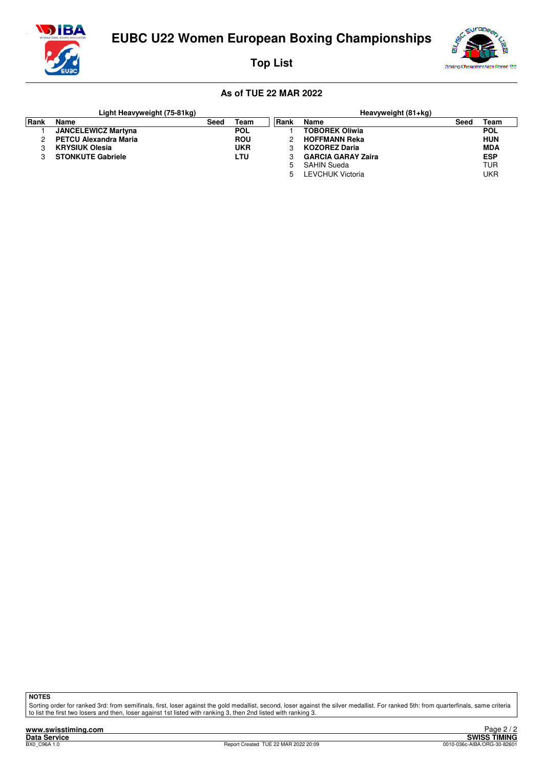# EUBC U22 Women European Boxing Championships

## Top List

### As of TUE 22 MAR 2022

**Light Heavyweight (75-81kg)**

| Rank | Name | Seed | Team |
|---|---|---|---|
| 1 | **JANCELEWICZ Martyna** | | **POL** |
| 2 | **PETCU Alexandra Maria** | | **ROU** |
| 3 | **KRYSIUK Olesia** | | **UKR** |
| 3 | **STONKUTE Gabriele** | | **LTU** |

**Heavyweight (81+kg)**

| Rank | Name | Seed | Team |
|---|---|---|---|
| 1 | **TOBOREK Oliwia** | | **POL** |
| 2 | **HOFFMANN Reka** | | **HUN** |
| 3 | **KOZOREZ Daria** | | **MDA** |
| 3 | **GARCIA GARAY Zaira** | | **ESP** |
| 5 | SAHIN Sueda | | TUR |
| 5 | LEVCHUK Victoria | | UKR |

**NOTES**

Sorting order for ranked 3rd: from semifinals, first, loser against the gold medallist, second, loser against the silver medallist. For ranked 5th: from quarterfinals, same criteria to list the first two losers and then, loser against 1st listed with ranking 3, then 2nd listed with ranking 3.

www.swisstiming.com
Data Service
BX0_C96A 1.0 Report Created TUE 22 MAR 2022 20:09
SWISS TIMING
0010-036c-AIBA.ORG-30-82601